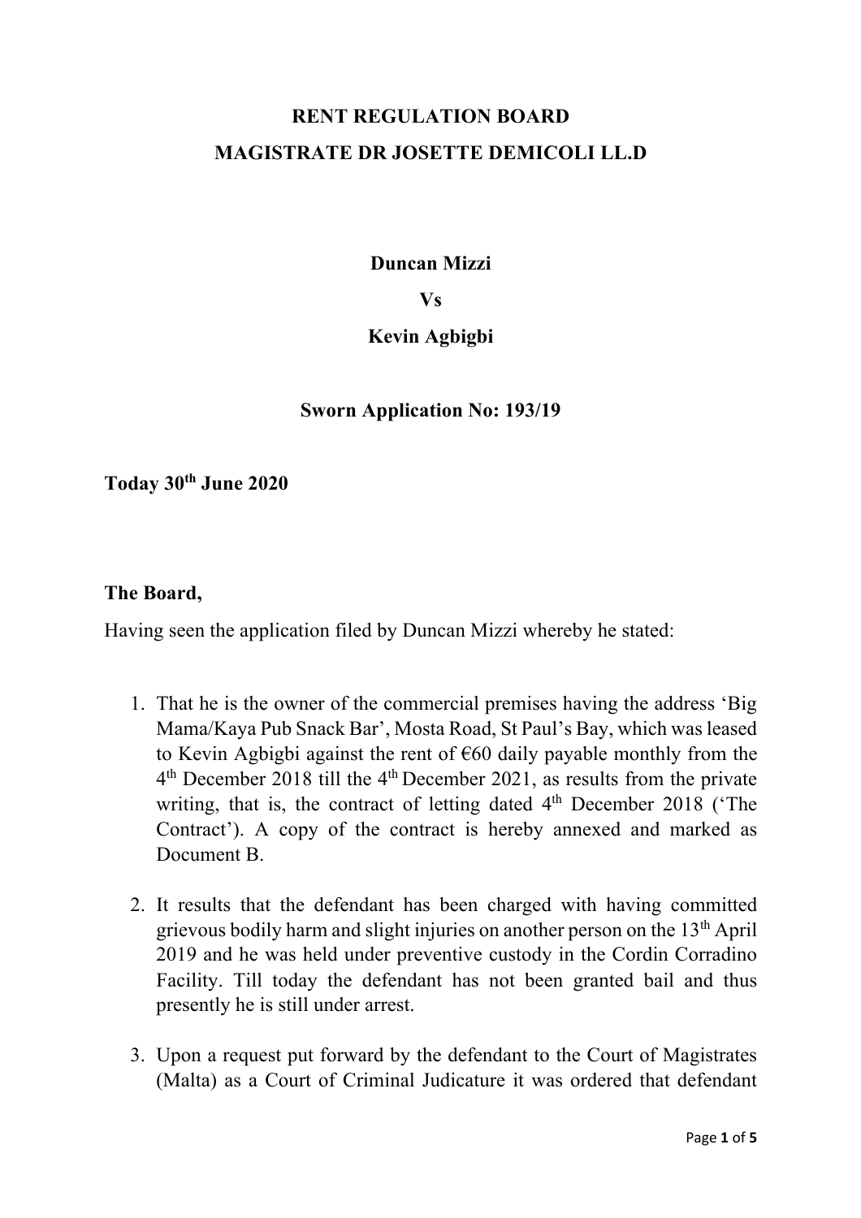**RENT REGULATION BOARD**

**MAGISTRATE DR JOSETTE DEMICOLI LL.D**

**Duncan Mizzi**

**Vs**

**Kevin Agbigbi**

**Sworn Application No: 193/19**

**Today 30th June 2020**

**The Board,**

Having seen the application filed by Duncan Mizzi whereby he stated:

1. That he is the owner of the commercial premises having the address 'Big Mama/Kaya Pub Snack Bar', Mosta Road, St Paul's Bay, which was leased to Kevin Agbigbi against the rent of €60 daily payable monthly from the 4th December 2018 till the 4th December 2021, as results from the private writing, that is, the contract of letting dated 4th December 2018 ('The Contract'). A copy of the contract is hereby annexed and marked as Document B.

2. It results that the defendant has been charged with having committed grievous bodily harm and slight injuries on another person on the 13th April 2019 and he was held under preventive custody in the Cordin Corradino Facility. Till today the defendant has not been granted bail and thus presently he is still under arrest.

3. Upon a request put forward by the defendant to the Court of Magistrates (Malta) as a Court of Criminal Judicature it was ordered that defendant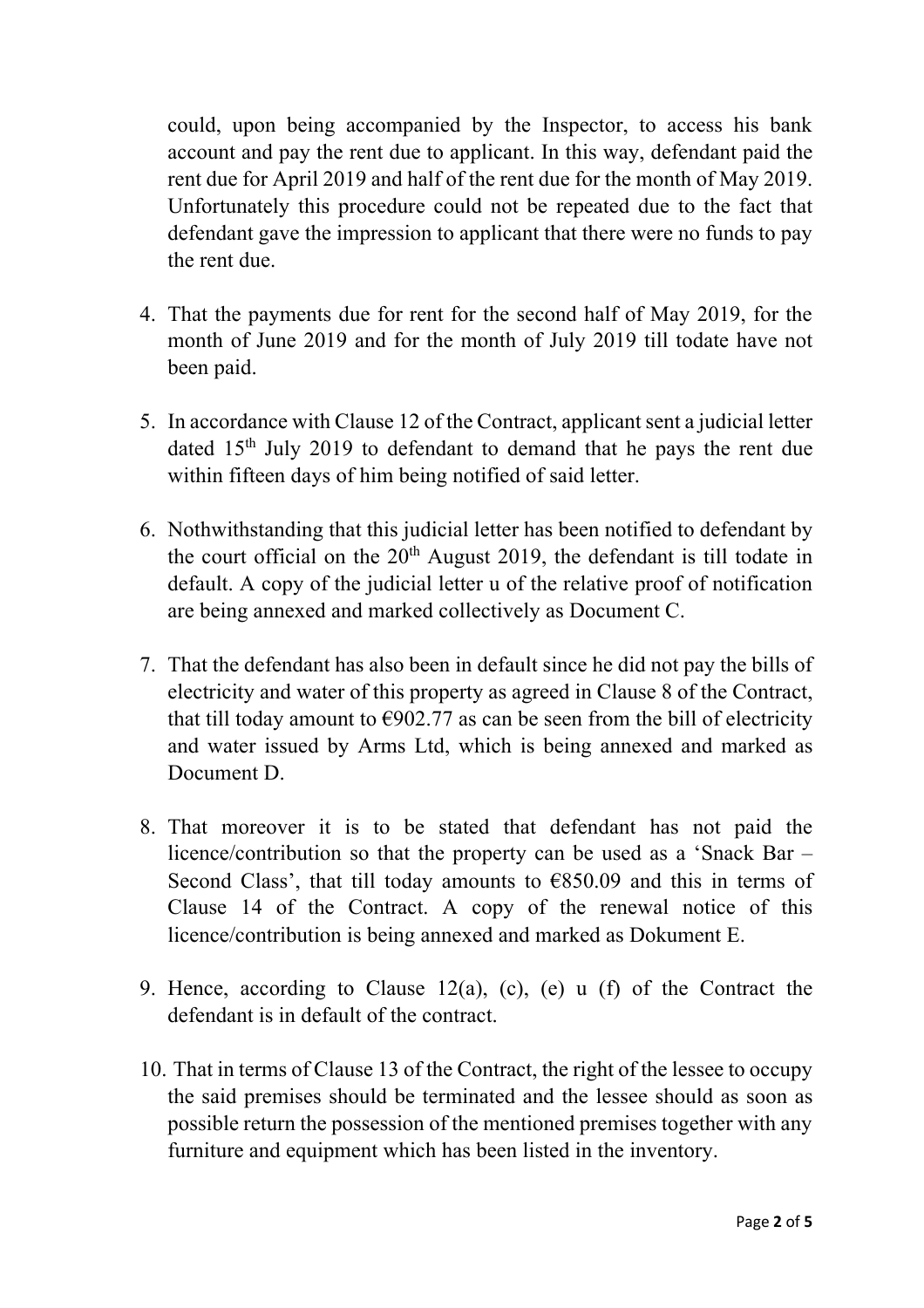could, upon being accompanied by the Inspector, to access his bank account and pay the rent due to applicant. In this way, defendant paid the rent due for April 2019 and half of the rent due for the month of May 2019. Unfortunately this procedure could not be repeated due to the fact that defendant gave the impression to applicant that there were no funds to pay the rent due.

4. That the payments due for rent for the second half of May 2019, for the month of June 2019 and for the month of July 2019 till todate have not been paid.

5. In accordance with Clause 12 of the Contract, applicant sent a judicial letter dated 15th July 2019 to defendant to demand that he pays the rent due within fifteen days of him being notified of said letter.

6. Nothwithstanding that this judicial letter has been notified to defendant by the court official on the 20th August 2019, the defendant is till todate in default. A copy of the judicial letter u of the relative proof of notification are being annexed and marked collectively as Document C.

7. That the defendant has also been in default since he did not pay the bills of electricity and water of this property as agreed in Clause 8 of the Contract, that till today amount to €902.77 as can be seen from the bill of electricity and water issued by Arms Ltd, which is being annexed and marked as Document D.

8. That moreover it is to be stated that defendant has not paid the licence/contribution so that the property can be used as a 'Snack Bar – Second Class', that till today amounts to €850.09 and this in terms of Clause 14 of the Contract. A copy of the renewal notice of this licence/contribution is being annexed and marked as Dokument E.

9. Hence, according to Clause 12(a), (c), (e) u (f) of the Contract the defendant is in default of the contract.

10. That in terms of Clause 13 of the Contract, the right of the lessee to occupy the said premises should be terminated and the lessee should as soon as possible return the possession of the mentioned premises together with any furniture and equipment which has been listed in the inventory.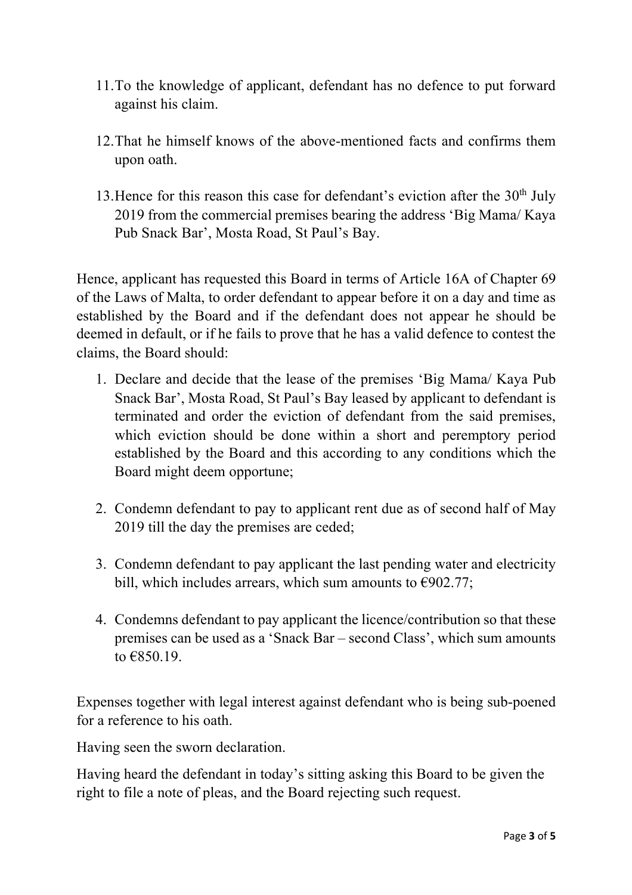11. To the knowledge of applicant, defendant has no defence to put forward against his claim.

12. That he himself knows of the above-mentioned facts and confirms them upon oath.

13. Hence for this reason this case for defendant's eviction after the 30th July 2019 from the commercial premises bearing the address 'Big Mama/ Kaya Pub Snack Bar', Mosta Road, St Paul's Bay.

Hence, applicant has requested this Board in terms of Article 16A of Chapter 69 of the Laws of Malta, to order defendant to appear before it on a day and time as established by the Board and if the defendant does not appear he should be deemed in default, or if he fails to prove that he has a valid defence to contest the claims, the Board should:

1. Declare and decide that the lease of the premises 'Big Mama/ Kaya Pub Snack Bar', Mosta Road, St Paul's Bay leased by applicant to defendant is terminated and order the eviction of defendant from the said premises, which eviction should be done within a short and peremptory period established by the Board and this according to any conditions which the Board might deem opportune;

2. Condemn defendant to pay to applicant rent due as of second half of May 2019 till the day the premises are ceded;

3. Condemn defendant to pay applicant the last pending water and electricity bill, which includes arrears, which sum amounts to €902.77;

4. Condemns defendant to pay applicant the licence/contribution so that these premises can be used as a 'Snack Bar – second Class', which sum amounts to €850.19.

Expenses together with legal interest against defendant who is being sub-poened for a reference to his oath.

Having seen the sworn declaration.

Having heard the defendant in today's sitting asking this Board to be given the right to file a note of pleas, and the Board rejecting such request.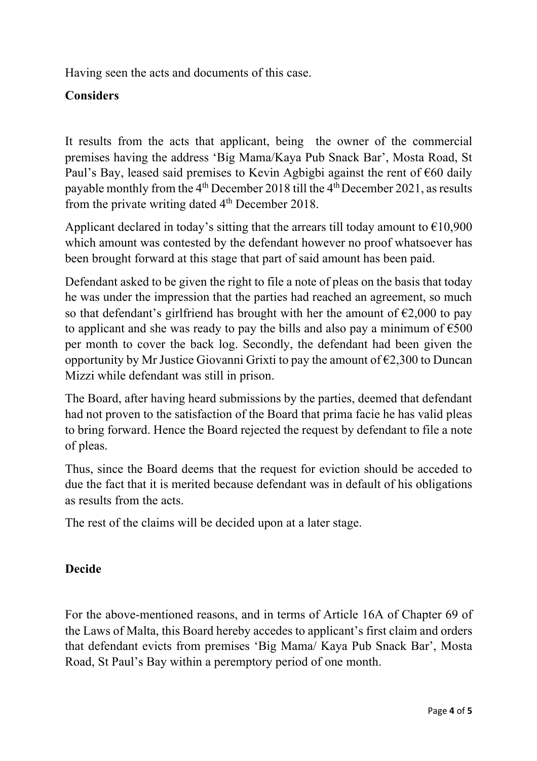Having seen the acts and documents of this case.

**Considers**

It results from the acts that applicant, being the owner of the commercial premises having the address 'Big Mama/Kaya Pub Snack Bar', Mosta Road, St Paul's Bay, leased said premises to Kevin Agbigbi against the rent of €60 daily payable monthly from the 4th December 2018 till the 4th December 2021, as results from the private writing dated 4th December 2018.

Applicant declared in today's sitting that the arrears till today amount to €10,900 which amount was contested by the defendant however no proof whatsoever has been brought forward at this stage that part of said amount has been paid.

Defendant asked to be given the right to file a note of pleas on the basis that today he was under the impression that the parties had reached an agreement, so much so that defendant's girlfriend has brought with her the amount of €2,000 to pay to applicant and she was ready to pay the bills and also pay a minimum of €500 per month to cover the back log. Secondly, the defendant had been given the opportunity by Mr Justice Giovanni Grixti to pay the amount of €2,300 to Duncan Mizzi while defendant was still in prison.

The Board, after having heard submissions by the parties, deemed that defendant had not proven to the satisfaction of the Board that prima facie he has valid pleas to bring forward. Hence the Board rejected the request by defendant to file a note of pleas.

Thus, since the Board deems that the request for eviction should be acceded to due the fact that it is merited because defendant was in default of his obligations as results from the acts.

The rest of the claims will be decided upon at a later stage.

**Decide**

For the above-mentioned reasons, and in terms of Article 16A of Chapter 69 of the Laws of Malta, this Board hereby accedes to applicant's first claim and orders that defendant evicts from premises 'Big Mama/ Kaya Pub Snack Bar', Mosta Road, St Paul's Bay within a peremptory period of one month.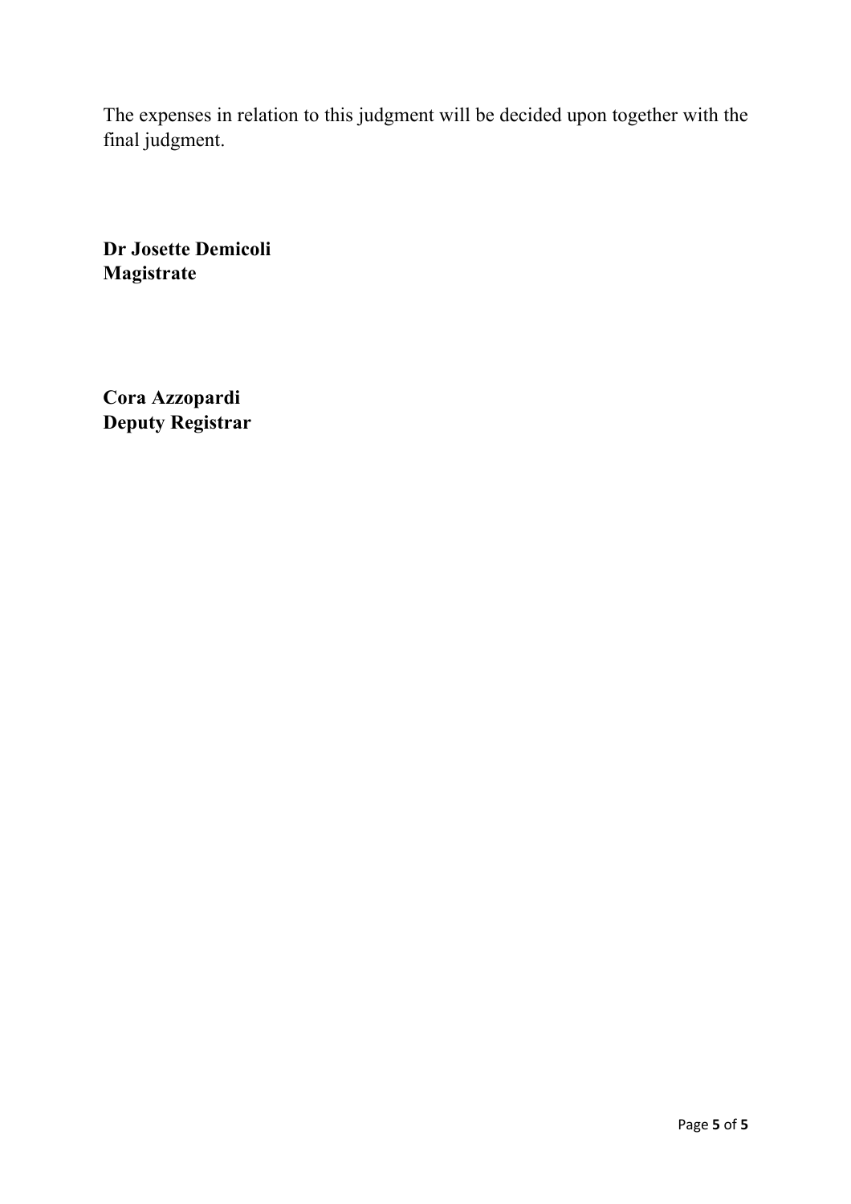The expenses in relation to this judgment will be decided upon together with the final judgment.

**Dr Josette Demicoli**
**Magistrate**

**Cora Azzopardi**
**Deputy Registrar**